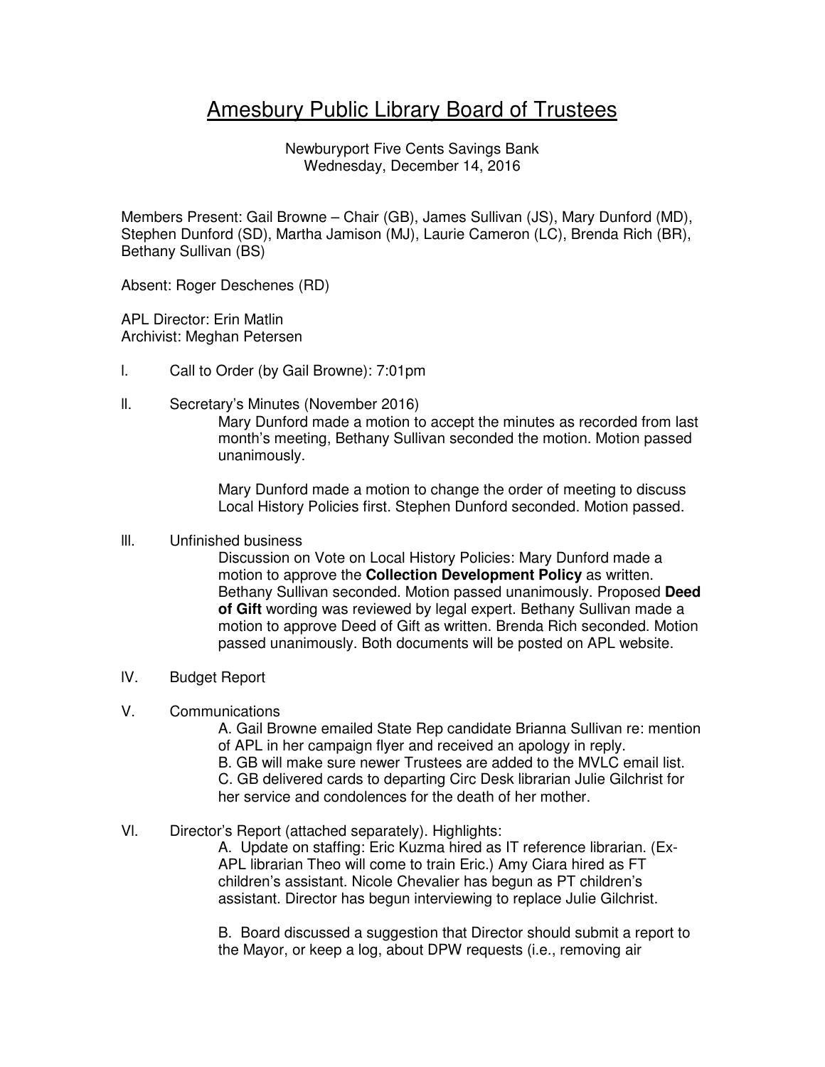# Amesbury Public Library Board of Trustees

Newburyport Five Cents Savings Bank
Wednesday, December 14, 2016

Members Present: Gail Browne – Chair (GB), James Sullivan (JS), Mary Dunford (MD), Stephen Dunford (SD), Martha Jamison (MJ), Laurie Cameron (LC), Brenda Rich (BR), Bethany Sullivan (BS)

Absent: Roger Deschenes (RD)

APL Director: Erin Matlin
Archivist: Meghan Petersen

I. Call to Order (by Gail Browne): 7:01pm

II. Secretary's Minutes (November 2016)

   Mary Dunford made a motion to accept the minutes as recorded from last month's meeting, Bethany Sullivan seconded the motion. Motion passed unanimously.

   Mary Dunford made a motion to change the order of meeting to discuss Local History Policies first. Stephen Dunford seconded. Motion passed.

III. Unfinished business

   Discussion on Vote on Local History Policies: Mary Dunford made a motion to approve the **Collection Development Policy** as written. Bethany Sullivan seconded. Motion passed unanimously. Proposed **Deed of Gift** wording was reviewed by legal expert. Bethany Sullivan made a motion to approve Deed of Gift as written. Brenda Rich seconded. Motion passed unanimously. Both documents will be posted on APL website.

IV. Budget Report

V. Communications

   A. Gail Browne emailed State Rep candidate Brianna Sullivan re: mention of APL in her campaign flyer and received an apology in reply.
   B. GB will make sure newer Trustees are added to the MVLC email list.
   C. GB delivered cards to departing Circ Desk librarian Julie Gilchrist for her service and condolences for the death of her mother.

VI. Director's Report (attached separately). Highlights:

   A. Update on staffing: Eric Kuzma hired as IT reference librarian. (Ex-APL librarian Theo will come to train Eric.) Amy Ciara hired as FT children's assistant. Nicole Chevalier has begun as PT children's assistant. Director has begun interviewing to replace Julie Gilchrist.

   B. Board discussed a suggestion that Director should submit a report to the Mayor, or keep a log, about DPW requests (i.e., removing air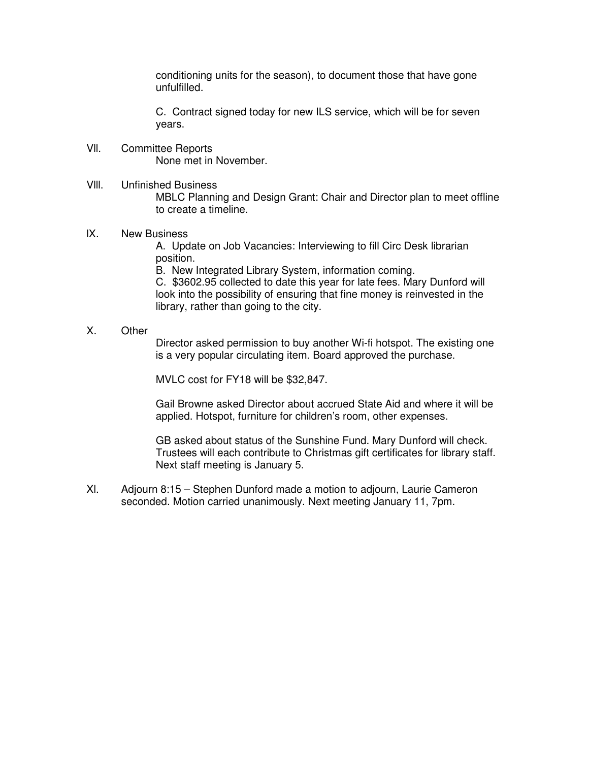conditioning units for the season), to document those that have gone unfulfilled.

C. Contract signed today for new ILS service, which will be for seven years.

VII. Committee Reports

None met in November.

VIII. Unfinished Business

MBLC Planning and Design Grant: Chair and Director plan to meet offline to create a timeline.

IX. New Business

A. Update on Job Vacancies: Interviewing to fill Circ Desk librarian position.
B. New Integrated Library System, information coming.
C. $3602.95 collected to date this year for late fees. Mary Dunford will look into the possibility of ensuring that fine money is reinvested in the library, rather than going to the city.

X. Other

Director asked permission to buy another Wi-fi hotspot. The existing one is a very popular circulating item. Board approved the purchase.

MVLC cost for FY18 will be $32,847.

Gail Browne asked Director about accrued State Aid and where it will be applied. Hotspot, furniture for children's room, other expenses.

GB asked about status of the Sunshine Fund. Mary Dunford will check. Trustees will each contribute to Christmas gift certificates for library staff. Next staff meeting is January 5.

XI. Adjourn 8:15 – Stephen Dunford made a motion to adjourn, Laurie Cameron seconded. Motion carried unanimously. Next meeting January 11, 7pm.